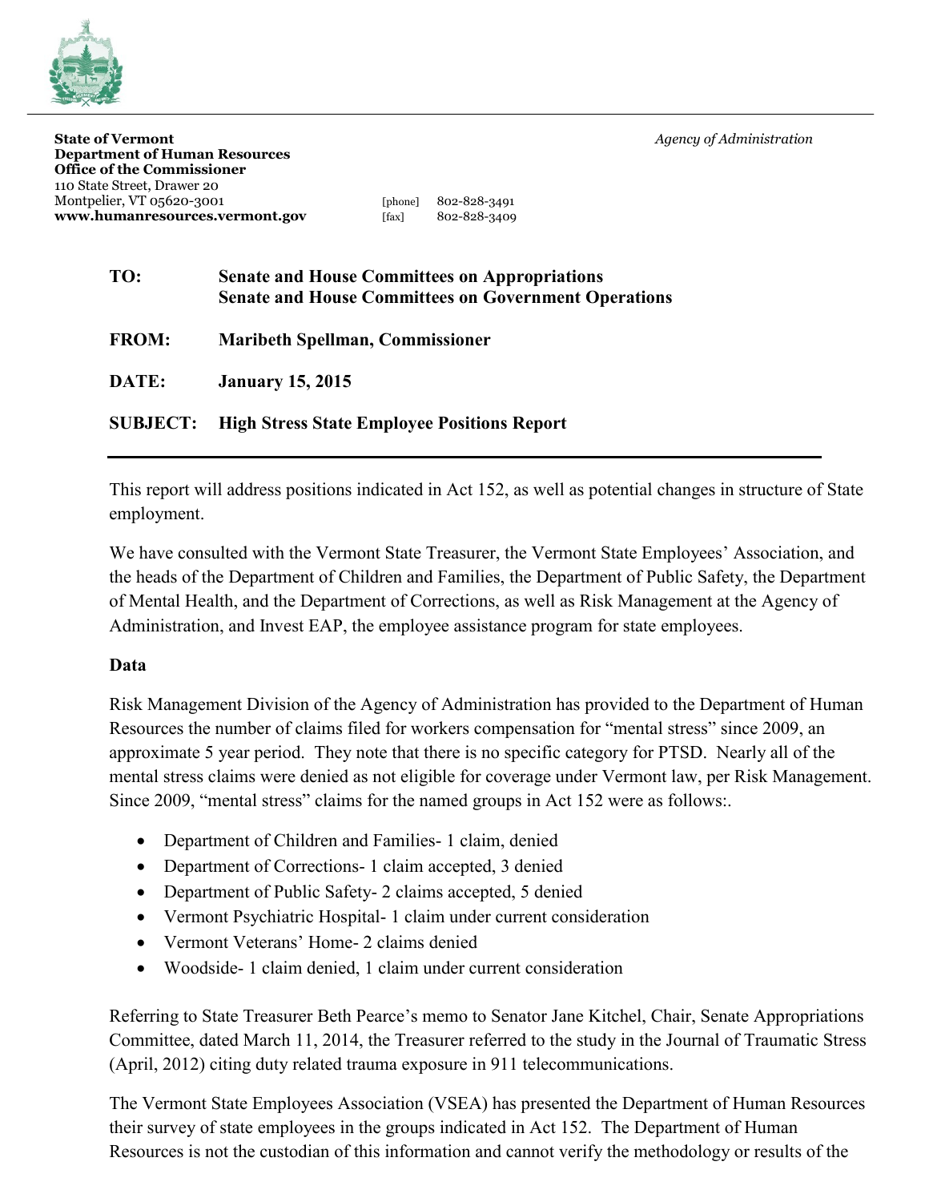**State of Vermont**
**Department of Human Resources**
**Office of the Commissioner**
110 State Street, Drawer 20
Montpelier, VT 05620-3001
**www.humanresources.vermont.gov**

[phone] 802-828-3491
[fax] 802-828-3409

*Agency of Administration*

| | |
|---|---|
| **TO:** | **Senate and House Committees on Appropriations**<br>**Senate and House Committees on Government Operations** |
| **FROM:** | **Maribeth Spellman, Commissioner** |
| **DATE:** | **January 15, 2015** |
| **SUBJECT:** | **High Stress State Employee Positions Report** |

This report will address positions indicated in Act 152, as well as potential changes in structure of State employment.

We have consulted with the Vermont State Treasurer, the Vermont State Employees' Association, and the heads of the Department of Children and Families, the Department of Public Safety, the Department of Mental Health, and the Department of Corrections, as well as Risk Management at the Agency of Administration, and Invest EAP, the employee assistance program for state employees.

**Data**

Risk Management Division of the Agency of Administration has provided to the Department of Human Resources the number of claims filed for workers compensation for "mental stress" since 2009, an approximate 5 year period. They note that there is no specific category for PTSD. Nearly all of the mental stress claims were denied as not eligible for coverage under Vermont law, per Risk Management. Since 2009, "mental stress" claims for the named groups in Act 152 were as follows:.

- Department of Children and Families- 1 claim, denied
- Department of Corrections- 1 claim accepted, 3 denied
- Department of Public Safety- 2 claims accepted, 5 denied
- Vermont Psychiatric Hospital- 1 claim under current consideration
- Vermont Veterans' Home- 2 claims denied
- Woodside- 1 claim denied, 1 claim under current consideration

Referring to State Treasurer Beth Pearce's memo to Senator Jane Kitchel, Chair, Senate Appropriations Committee, dated March 11, 2014, the Treasurer referred to the study in the Journal of Traumatic Stress (April, 2012) citing duty related trauma exposure in 911 telecommunications.

The Vermont State Employees Association (VSEA) has presented the Department of Human Resources their survey of state employees in the groups indicated in Act 152. The Department of Human Resources is not the custodian of this information and cannot verify the methodology or results of the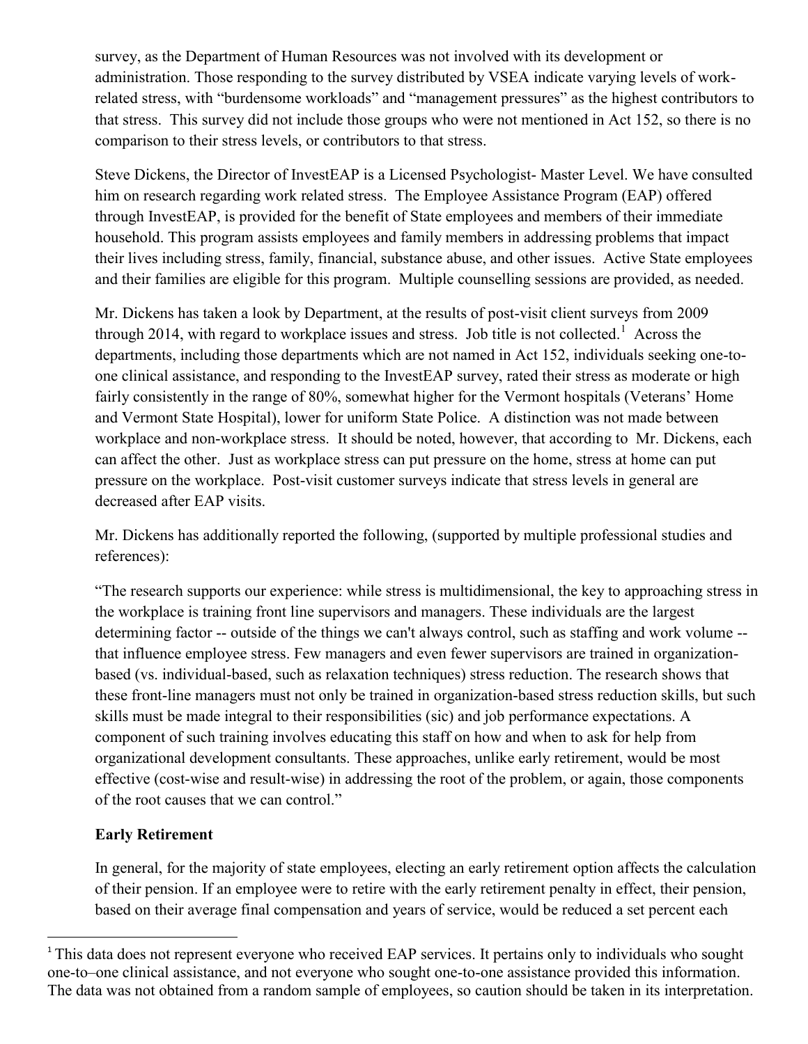survey, as the Department of Human Resources was not involved with its development or administration. Those responding to the survey distributed by VSEA indicate varying levels of work-related stress, with "burdensome workloads" and "management pressures" as the highest contributors to that stress. This survey did not include those groups who were not mentioned in Act 152, so there is no comparison to their stress levels, or contributors to that stress.

Steve Dickens, the Director of InvestEAP is a Licensed Psychologist- Master Level. We have consulted him on research regarding work related stress. The Employee Assistance Program (EAP) offered through InvestEAP, is provided for the benefit of State employees and members of their immediate household. This program assists employees and family members in addressing problems that impact their lives including stress, family, financial, substance abuse, and other issues. Active State employees and their families are eligible for this program. Multiple counselling sessions are provided, as needed.

Mr. Dickens has taken a look by Department, at the results of post-visit client surveys from 2009 through 2014, with regard to workplace issues and stress. Job title is not collected.[1] Across the departments, including those departments which are not named in Act 152, individuals seeking one-to-one clinical assistance, and responding to the InvestEAP survey, rated their stress as moderate or high fairly consistently in the range of 80%, somewhat higher for the Vermont hospitals (Veterans' Home and Vermont State Hospital), lower for uniform State Police. A distinction was not made between workplace and non-workplace stress. It should be noted, however, that according to Mr. Dickens, each can affect the other. Just as workplace stress can put pressure on the home, stress at home can put pressure on the workplace. Post-visit customer surveys indicate that stress levels in general are decreased after EAP visits.

Mr. Dickens has additionally reported the following, (supported by multiple professional studies and references):

"The research supports our experience: while stress is multidimensional, the key to approaching stress in the workplace is training front line supervisors and managers. These individuals are the largest determining factor -- outside of the things we can't always control, such as staffing and work volume -- that influence employee stress. Few managers and even fewer supervisors are trained in organization-based (vs. individual-based, such as relaxation techniques) stress reduction. The research shows that these front-line managers must not only be trained in organization-based stress reduction skills, but such skills must be made integral to their responsibilities (sic) and job performance expectations. A component of such training involves educating this staff on how and when to ask for help from organizational development consultants. These approaches, unlike early retirement, would be most effective (cost-wise and result-wise) in addressing the root of the problem, or again, those components of the root causes that we can control."

**Early Retirement**

In general, for the majority of state employees, electing an early retirement option affects the calculation of their pension. If an employee were to retire with the early retirement penalty in effect, their pension, based on their average final compensation and years of service, would be reduced a set percent each

[1] This data does not represent everyone who received EAP services. It pertains only to individuals who sought one-to–one clinical assistance, and not everyone who sought one-to-one assistance provided this information. The data was not obtained from a random sample of employees, so caution should be taken in its interpretation.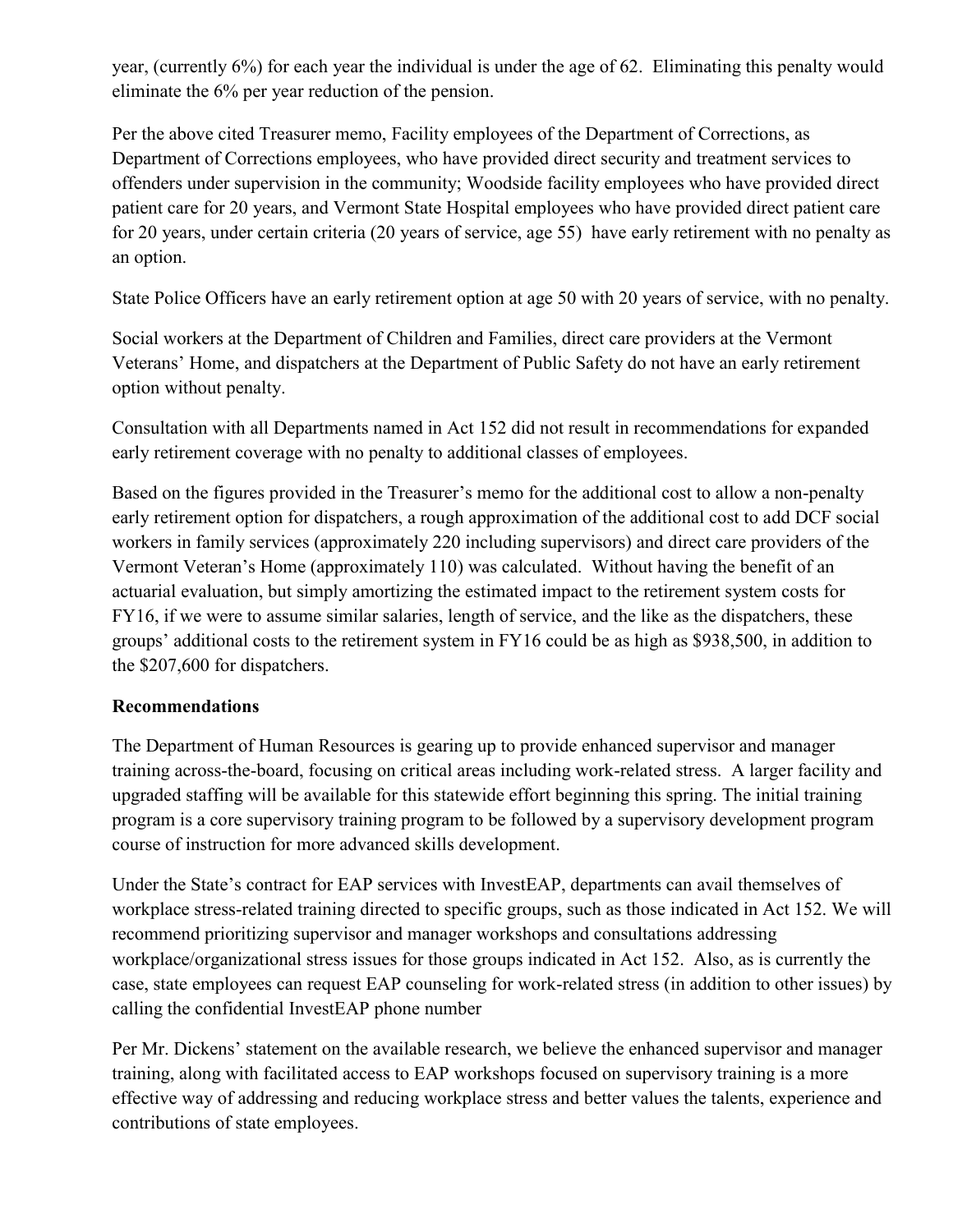year, (currently 6%) for each year the individual is under the age of 62. Eliminating this penalty would eliminate the 6% per year reduction of the pension.

Per the above cited Treasurer memo, Facility employees of the Department of Corrections, as Department of Corrections employees, who have provided direct security and treatment services to offenders under supervision in the community; Woodside facility employees who have provided direct patient care for 20 years, and Vermont State Hospital employees who have provided direct patient care for 20 years, under certain criteria (20 years of service, age 55) have early retirement with no penalty as an option.

State Police Officers have an early retirement option at age 50 with 20 years of service, with no penalty.

Social workers at the Department of Children and Families, direct care providers at the Vermont Veterans' Home, and dispatchers at the Department of Public Safety do not have an early retirement option without penalty.

Consultation with all Departments named in Act 152 did not result in recommendations for expanded early retirement coverage with no penalty to additional classes of employees.

Based on the figures provided in the Treasurer's memo for the additional cost to allow a non-penalty early retirement option for dispatchers, a rough approximation of the additional cost to add DCF social workers in family services (approximately 220 including supervisors) and direct care providers of the Vermont Veteran's Home (approximately 110) was calculated. Without having the benefit of an actuarial evaluation, but simply amortizing the estimated impact to the retirement system costs for FY16, if we were to assume similar salaries, length of service, and the like as the dispatchers, these groups' additional costs to the retirement system in FY16 could be as high as $938,500, in addition to the $207,600 for dispatchers.

**Recommendations**

The Department of Human Resources is gearing up to provide enhanced supervisor and manager training across-the-board, focusing on critical areas including work-related stress. A larger facility and upgraded staffing will be available for this statewide effort beginning this spring. The initial training program is a core supervisory training program to be followed by a supervisory development program course of instruction for more advanced skills development.

Under the State's contract for EAP services with InvestEAP, departments can avail themselves of workplace stress-related training directed to specific groups, such as those indicated in Act 152. We will recommend prioritizing supervisor and manager workshops and consultations addressing workplace/organizational stress issues for those groups indicated in Act 152. Also, as is currently the case, state employees can request EAP counseling for work-related stress (in addition to other issues) by calling the confidential InvestEAP phone number

Per Mr. Dickens' statement on the available research, we believe the enhanced supervisor and manager training, along with facilitated access to EAP workshops focused on supervisory training is a more effective way of addressing and reducing workplace stress and better values the talents, experience and contributions of state employees.